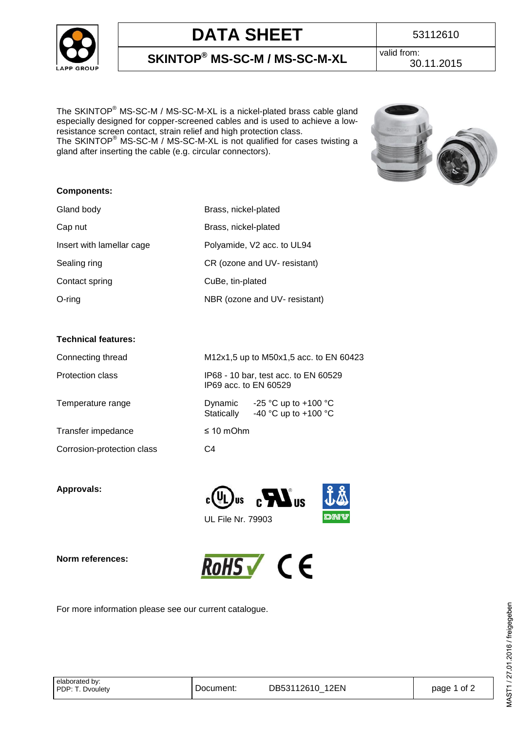# DATA SHEET

53112610

## SKINTOP® MS-SC-M / MS-SC-M-XL

valid from: 30.11.2015

The SKINTOP® MS-SC-M / MS-SC-M-XL is a nickel-plated brass cable gland especially designed for copper-screened cables and is used to achieve a low-resistance screen contact, strain relief and high protection class.
The SKINTOP® MS-SC-M / MS-SC-M-XL is not qualified for cases twisting a gland after inserting the cable (e.g. circular connectors).

**Components:**

| | |
|---|---|
| Gland body | Brass, nickel-plated |
| Cap nut | Brass, nickel-plated |
| Insert with lamellar cage | Polyamide, V2 acc. to UL94 |
| Sealing ring | CR (ozone and UV- resistant) |
| Contact spring | CuBe, tin-plated |
| O-ring | NBR (ozone and UV- resistant) |

**Technical features:**

| | |
|---|---|
| Connecting thread | M12x1,5 up to M50x1,5 acc. to EN 60423 |
| Protection class | IP68 - 10 bar, test acc. to EN 60529<br>IP69 acc. to EN 60529 |
| Temperature range | Dynamic -25 °C up to +100 °C<br>Statically -40 °C up to +100 °C |
| Transfer impedance | ≤ 10 mOhm |
| Corrosion-protection class | C4 |

**Approvals:**

UL File Nr. 79903

**Norm references:**

For more information please see our current catalogue.

elaborated by: PDP: T. Dvoulety | Document: DB53112610_12EN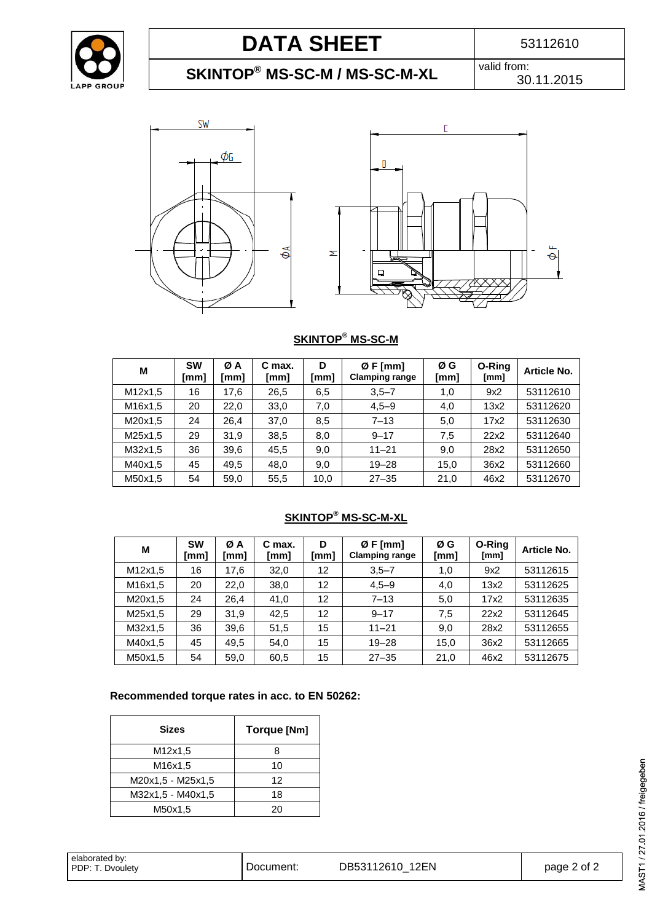# DATA SHEET

53112610

## SKINTOP® MS-SC-M / MS-SC-M-XL

valid from: 30.11.2015

SW
ØG
ØA
C
D
M
ØF

### SKINTOP® MS-SC-M

| M | SW [mm] | Ø A [mm] | C max. [mm] | D [mm] | Ø F [mm] Clamping range | Ø G [mm] | O-Ring [mm] | Article No. |
|---|---|---|---|---|---|---|---|---|
| M12x1,5 | 16 | 17,6 | 26,5 | 6,5 | 3,5–7 | 1,0 | 9x2 | 53112610 |
| M16x1,5 | 20 | 22,0 | 33,0 | 7,0 | 4,5–9 | 4,0 | 13x2 | 53112620 |
| M20x1,5 | 24 | 26,4 | 37,0 | 8,5 | 7–13 | 5,0 | 17x2 | 53112630 |
| M25x1,5 | 29 | 31,9 | 38,5 | 8,0 | 9–17 | 7,5 | 22x2 | 53112640 |
| M32x1,5 | 36 | 39,6 | 45,5 | 9,0 | 11–21 | 9,0 | 28x2 | 53112650 |
| M40x1,5 | 45 | 49,5 | 48,0 | 9,0 | 19–28 | 15,0 | 36x2 | 53112660 |
| M50x1,5 | 54 | 59,0 | 55,5 | 10,0 | 27–35 | 21,0 | 46x2 | 53112670 |

### SKINTOP® MS-SC-M-XL

| M | SW [mm] | Ø A [mm] | C max. [mm] | D [mm] | Ø F [mm] Clamping range | Ø G [mm] | O-Ring [mm] | Article No. |
|---|---|---|---|---|---|---|---|---|
| M12x1,5 | 16 | 17,6 | 32,0 | 12 | 3,5–7 | 1,0 | 9x2 | 53112615 |
| M16x1,5 | 20 | 22,0 | 38,0 | 12 | 4,5–9 | 4,0 | 13x2 | 53112625 |
| M20x1,5 | 24 | 26,4 | 41,0 | 12 | 7–13 | 5,0 | 17x2 | 53112635 |
| M25x1,5 | 29 | 31,9 | 42,5 | 12 | 9–17 | 7,5 | 22x2 | 53112645 |
| M32x1,5 | 36 | 39,6 | 51,5 | 15 | 11–21 | 9,0 | 28x2 | 53112655 |
| M40x1,5 | 45 | 49,5 | 54,0 | 15 | 19–28 | 15,0 | 36x2 | 53112665 |
| M50x1,5 | 54 | 59,0 | 60,5 | 15 | 27–35 | 21,0 | 46x2 | 53112675 |

**Recommended torque rates in acc. to EN 50262:**

| Sizes | Torque [Nm] |
|---|---|
| M12x1,5 | 8 |
| M16x1,5 | 10 |
| M20x1,5 - M25x1,5 | 12 |
| M32x1,5 - M40x1,5 | 18 |
| M50x1,5 | 20 |

elaborated by: PDP: T. Dvoulety | Document: DB53112610_12EN

MAST1 / 27.01.2016 / freigegeben